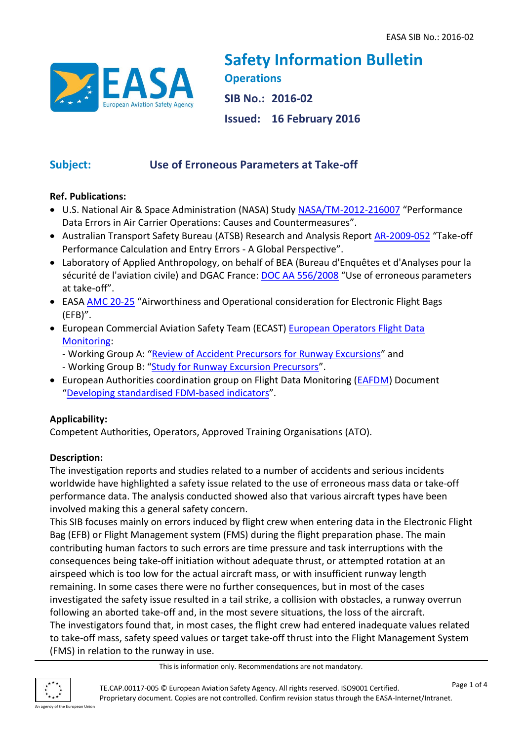# Safety Information Bulletin

**Operations**

**SIB No.: 2016-02**

**Issued: 16 February 2016**

## Subject: Use of Erroneous Parameters at Take-off

**Ref. Publications:**

- U.S. National Air & Space Administration (NASA) Study NASA/TM-2012-216007 "Performance Data Errors in Air Carrier Operations: Causes and Countermeasures".
- Australian Transport Safety Bureau (ATSB) Research and Analysis Report AR-2009-052 "Take-off Performance Calculation and Entry Errors - A Global Perspective".
- Laboratory of Applied Anthropology, on behalf of BEA (Bureau d'Enquêtes et d'Analyses pour la sécurité de l'aviation civile) and DGAC France: DOC AA 556/2008 "Use of erroneous parameters at take-off".
- EASA AMC 20-25 "Airworthiness and Operational consideration for Electronic Flight Bags (EFB)".
- European Commercial Aviation Safety Team (ECAST) European Operators Flight Data Monitoring:
  - Working Group A: "Review of Accident Precursors for Runway Excursions" and
  - Working Group B: "Study for Runway Excursion Precursors".
- European Authorities coordination group on Flight Data Monitoring (EAFDM) Document "Developing standardised FDM-based indicators".

**Applicability:**

Competent Authorities, Operators, Approved Training Organisations (ATO).

**Description:**

The investigation reports and studies related to a number of accidents and serious incidents worldwide have highlighted a safety issue related to the use of erroneous mass data or take-off performance data. The analysis conducted showed also that various aircraft types have been involved making this a general safety concern.

This SIB focuses mainly on errors induced by flight crew when entering data in the Electronic Flight Bag (EFB) or Flight Management system (FMS) during the flight preparation phase. The main contributing human factors to such errors are time pressure and task interruptions with the consequences being take-off initiation without adequate thrust, or attempted rotation at an airspeed which is too low for the actual aircraft mass, or with insufficient runway length remaining. In some cases there were no further consequences, but in most of the cases investigated the safety issue resulted in a tail strike, a collision with obstacles, a runway overrun following an aborted take-off and, in the most severe situations, the loss of the aircraft.

The investigators found that, in most cases, the flight crew had entered inadequate values related to take-off mass, safety speed values or target take-off thrust into the Flight Management System (FMS) in relation to the runway in use.

This is information only. Recommendations are not mandatory.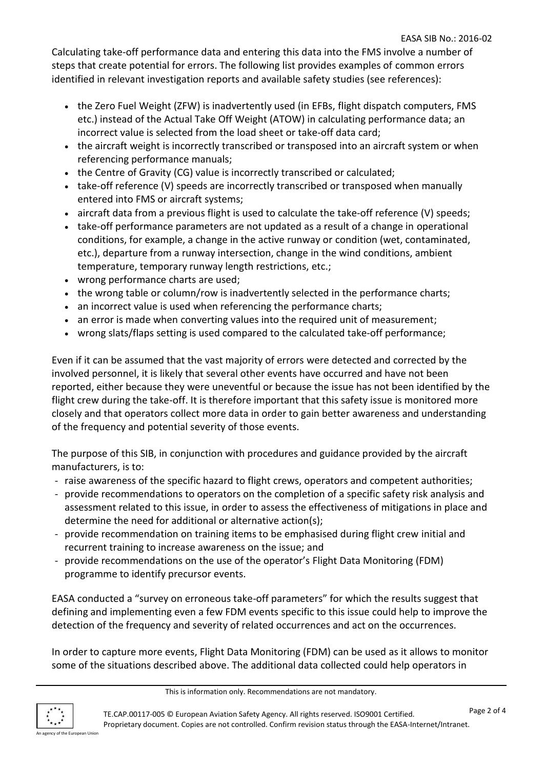Calculating take-off performance data and entering this data into the FMS involve a number of steps that create potential for errors. The following list provides examples of common errors identified in relevant investigation reports and available safety studies (see references):

- the Zero Fuel Weight (ZFW) is inadvertently used (in EFBs, flight dispatch computers, FMS etc.) instead of the Actual Take Off Weight (ATOW) in calculating performance data; an incorrect value is selected from the load sheet or take-off data card;
- the aircraft weight is incorrectly transcribed or transposed into an aircraft system or when referencing performance manuals;
- the Centre of Gravity (CG) value is incorrectly transcribed or calculated;
- take-off reference (V) speeds are incorrectly transcribed or transposed when manually entered into FMS or aircraft systems;
- aircraft data from a previous flight is used to calculate the take-off reference (V) speeds;
- take-off performance parameters are not updated as a result of a change in operational conditions, for example, a change in the active runway or condition (wet, contaminated, etc.), departure from a runway intersection, change in the wind conditions, ambient temperature, temporary runway length restrictions, etc.;
- wrong performance charts are used;
- the wrong table or column/row is inadvertently selected in the performance charts;
- an incorrect value is used when referencing the performance charts;
- an error is made when converting values into the required unit of measurement;
- wrong slats/flaps setting is used compared to the calculated take-off performance;

Even if it can be assumed that the vast majority of errors were detected and corrected by the involved personnel, it is likely that several other events have occurred and have not been reported, either because they were uneventful or because the issue has not been identified by the flight crew during the take-off. It is therefore important that this safety issue is monitored more closely and that operators collect more data in order to gain better awareness and understanding of the frequency and potential severity of those events.

The purpose of this SIB, in conjunction with procedures and guidance provided by the aircraft manufacturers, is to:

- raise awareness of the specific hazard to flight crews, operators and competent authorities;
- provide recommendations to operators on the completion of a specific safety risk analysis and assessment related to this issue, in order to assess the effectiveness of mitigations in place and determine the need for additional or alternative action(s);
- provide recommendation on training items to be emphasised during flight crew initial and recurrent training to increase awareness on the issue; and
- provide recommendations on the use of the operator's Flight Data Monitoring (FDM) programme to identify precursor events.

EASA conducted a "survey on erroneous take-off parameters" for which the results suggest that defining and implementing even a few FDM events specific to this issue could help to improve the detection of the frequency and severity of related occurrences and act on the occurrences.

In order to capture more events, Flight Data Monitoring (FDM) can be used as it allows to monitor some of the situations described above. The additional data collected could help operators in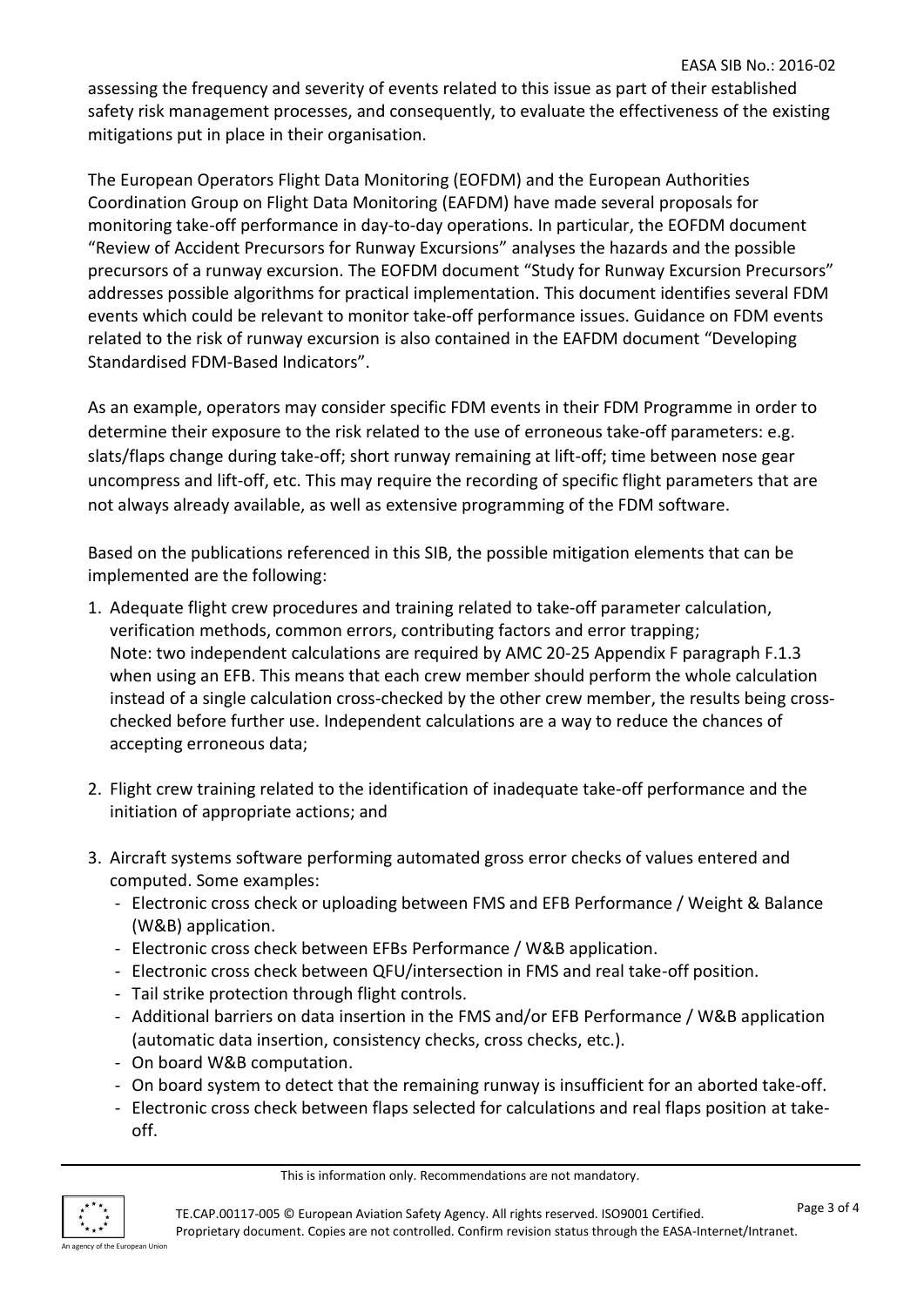assessing the frequency and severity of events related to this issue as part of their established safety risk management processes, and consequently, to evaluate the effectiveness of the existing mitigations put in place in their organisation.

The European Operators Flight Data Monitoring (EOFDM) and the European Authorities Coordination Group on Flight Data Monitoring (EAFDM) have made several proposals for monitoring take-off performance in day-to-day operations. In particular, the EOFDM document "Review of Accident Precursors for Runway Excursions" analyses the hazards and the possible precursors of a runway excursion. The EOFDM document "Study for Runway Excursion Precursors" addresses possible algorithms for practical implementation. This document identifies several FDM events which could be relevant to monitor take-off performance issues. Guidance on FDM events related to the risk of runway excursion is also contained in the EAFDM document "Developing Standardised FDM-Based Indicators".

As an example, operators may consider specific FDM events in their FDM Programme in order to determine their exposure to the risk related to the use of erroneous take-off parameters: e.g. slats/flaps change during take-off; short runway remaining at lift-off; time between nose gear uncompress and lift-off, etc. This may require the recording of specific flight parameters that are not always already available, as well as extensive programming of the FDM software.

Based on the publications referenced in this SIB, the possible mitigation elements that can be implemented are the following:

1. Adequate flight crew procedures and training related to take-off parameter calculation, verification methods, common errors, contributing factors and error trapping;
   Note: two independent calculations are required by AMC 20-25 Appendix F paragraph F.1.3 when using an EFB. This means that each crew member should perform the whole calculation instead of a single calculation cross-checked by the other crew member, the results being cross-checked before further use. Independent calculations are a way to reduce the chances of accepting erroneous data;

2. Flight crew training related to the identification of inadequate take-off performance and the initiation of appropriate actions; and

3. Aircraft systems software performing automated gross error checks of values entered and computed. Some examples:
   - Electronic cross check or uploading between FMS and EFB Performance / Weight & Balance (W&B) application.
   - Electronic cross check between EFBs Performance / W&B application.
   - Electronic cross check between QFU/intersection in FMS and real take-off position.
   - Tail strike protection through flight controls.
   - Additional barriers on data insertion in the FMS and/or EFB Performance / W&B application (automatic data insertion, consistency checks, cross checks, etc.).
   - On board W&B computation.
   - On board system to detect that the remaining runway is insufficient for an aborted take-off.
   - Electronic cross check between flaps selected for calculations and real flaps position at take-off.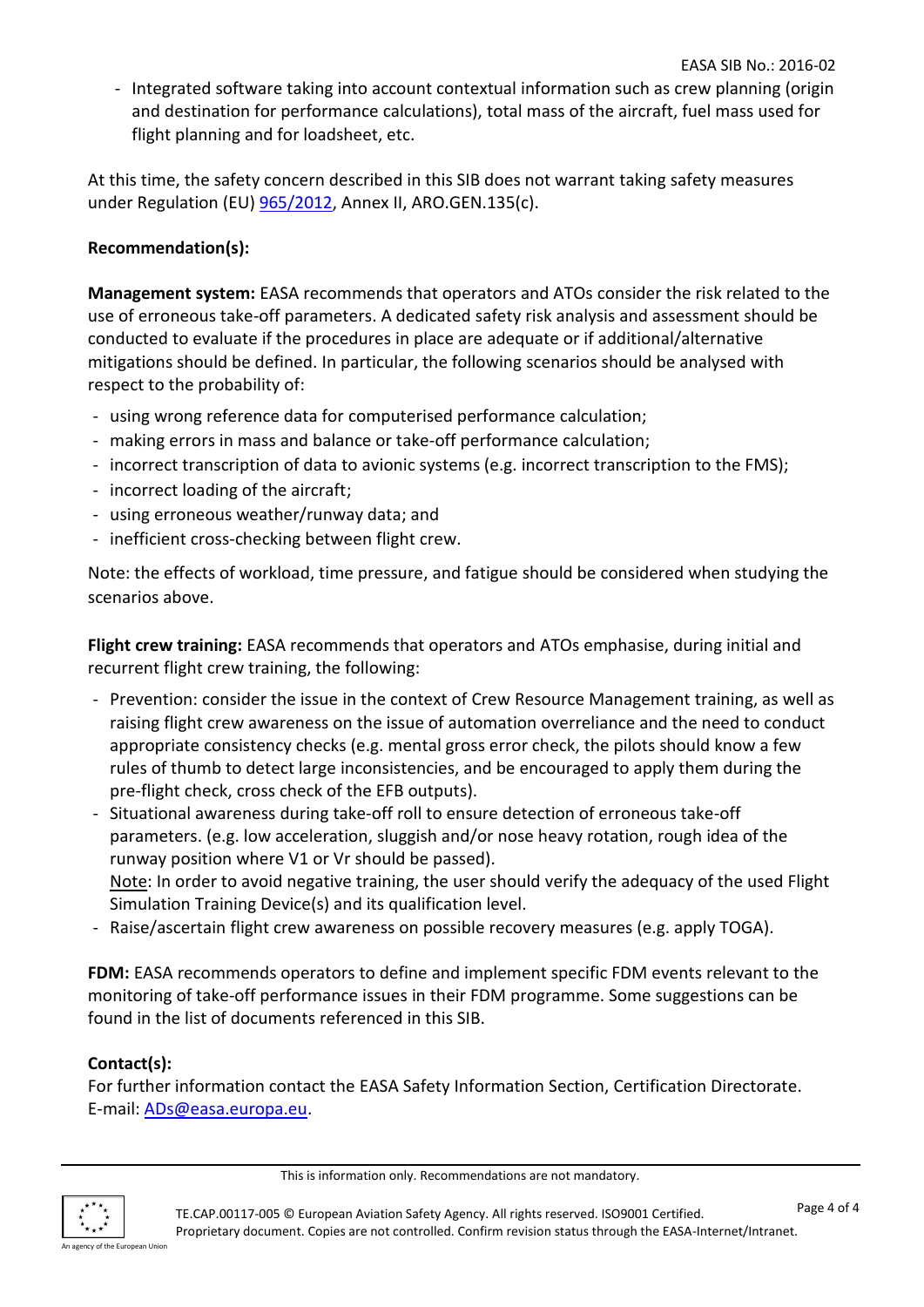- Integrated software taking into account contextual information such as crew planning (origin and destination for performance calculations), total mass of the aircraft, fuel mass used for flight planning and for loadsheet, etc.

At this time, the safety concern described in this SIB does not warrant taking safety measures under Regulation (EU) 965/2012, Annex II, ARO.GEN.135(c).

**Recommendation(s):**

**Management system:** EASA recommends that operators and ATOs consider the risk related to the use of erroneous take-off parameters. A dedicated safety risk analysis and assessment should be conducted to evaluate if the procedures in place are adequate or if additional/alternative mitigations should be defined. In particular, the following scenarios should be analysed with respect to the probability of:

- using wrong reference data for computerised performance calculation;
- making errors in mass and balance or take-off performance calculation;
- incorrect transcription of data to avionic systems (e.g. incorrect transcription to the FMS);
- incorrect loading of the aircraft;
- using erroneous weather/runway data; and
- inefficient cross-checking between flight crew.

Note: the effects of workload, time pressure, and fatigue should be considered when studying the scenarios above.

**Flight crew training:** EASA recommends that operators and ATOs emphasise, during initial and recurrent flight crew training, the following:

- Prevention: consider the issue in the context of Crew Resource Management training, as well as raising flight crew awareness on the issue of automation overreliance and the need to conduct appropriate consistency checks (e.g. mental gross error check, the pilots should know a few rules of thumb to detect large inconsistencies, and be encouraged to apply them during the pre-flight check, cross check of the EFB outputs).
- Situational awareness during take-off roll to ensure detection of erroneous take-off parameters. (e.g. low acceleration, sluggish and/or nose heavy rotation, rough idea of the runway position where V1 or Vr should be passed).
  Note: In order to avoid negative training, the user should verify the adequacy of the used Flight Simulation Training Device(s) and its qualification level.
- Raise/ascertain flight crew awareness on possible recovery measures (e.g. apply TOGA).

**FDM:** EASA recommends operators to define and implement specific FDM events relevant to the monitoring of take-off performance issues in their FDM programme. Some suggestions can be found in the list of documents referenced in this SIB.

**Contact(s):**

For further information contact the EASA Safety Information Section, Certification Directorate.
E-mail: ADs@easa.europa.eu.